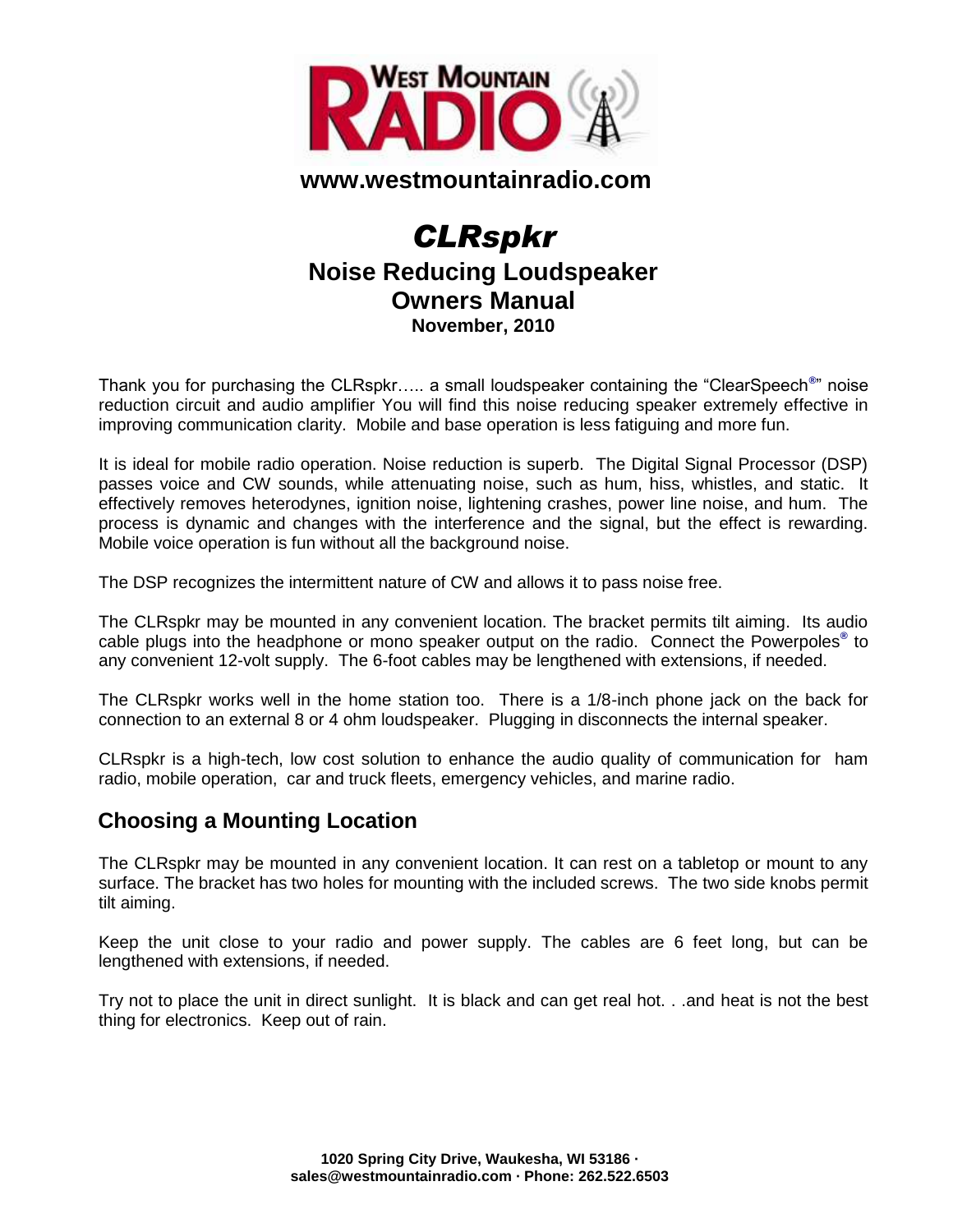www.westmountainradio.com

# *CLRspkr*

## Noise Reducing Loudspeaker
## Owners Manual

**November, 2010**

Thank you for purchasing the CLRspkr….. a small loudspeaker containing the "ClearSpeech®" noise reduction circuit and audio amplifier You will find this noise reducing speaker extremely effective in improving communication clarity. Mobile and base operation is less fatiguing and more fun.

It is ideal for mobile radio operation. Noise reduction is superb. The Digital Signal Processor (DSP) passes voice and CW sounds, while attenuating noise, such as hum, hiss, whistles, and static. It effectively removes heterodynes, ignition noise, lightening crashes, power line noise, and hum. The process is dynamic and changes with the interference and the signal, but the effect is rewarding. Mobile voice operation is fun without all the background noise.

The DSP recognizes the intermittent nature of CW and allows it to pass noise free.

The CLRspkr may be mounted in any convenient location. The bracket permits tilt aiming. Its audio cable plugs into the headphone or mono speaker output on the radio. Connect the Powerpoles® to any convenient 12-volt supply. The 6-foot cables may be lengthened with extensions, if needed.

The CLRspkr works well in the home station too. There is a 1/8-inch phone jack on the back for connection to an external 8 or 4 ohm loudspeaker. Plugging in disconnects the internal speaker.

CLRspkr is a high-tech, low cost solution to enhance the audio quality of communication for ham radio, mobile operation, car and truck fleets, emergency vehicles, and marine radio.

## Choosing a Mounting Location

The CLRspkr may be mounted in any convenient location. It can rest on a tabletop or mount to any surface. The bracket has two holes for mounting with the included screws. The two side knobs permit tilt aiming.

Keep the unit close to your radio and power supply. The cables are 6 feet long, but can be lengthened with extensions, if needed.

Try not to place the unit in direct sunlight. It is black and can get real hot. . .and heat is not the best thing for electronics. Keep out of rain.

**1020 Spring City Drive, Waukesha, WI 53186 · sales@westmountainradio.com · Phone: 262.522.6503**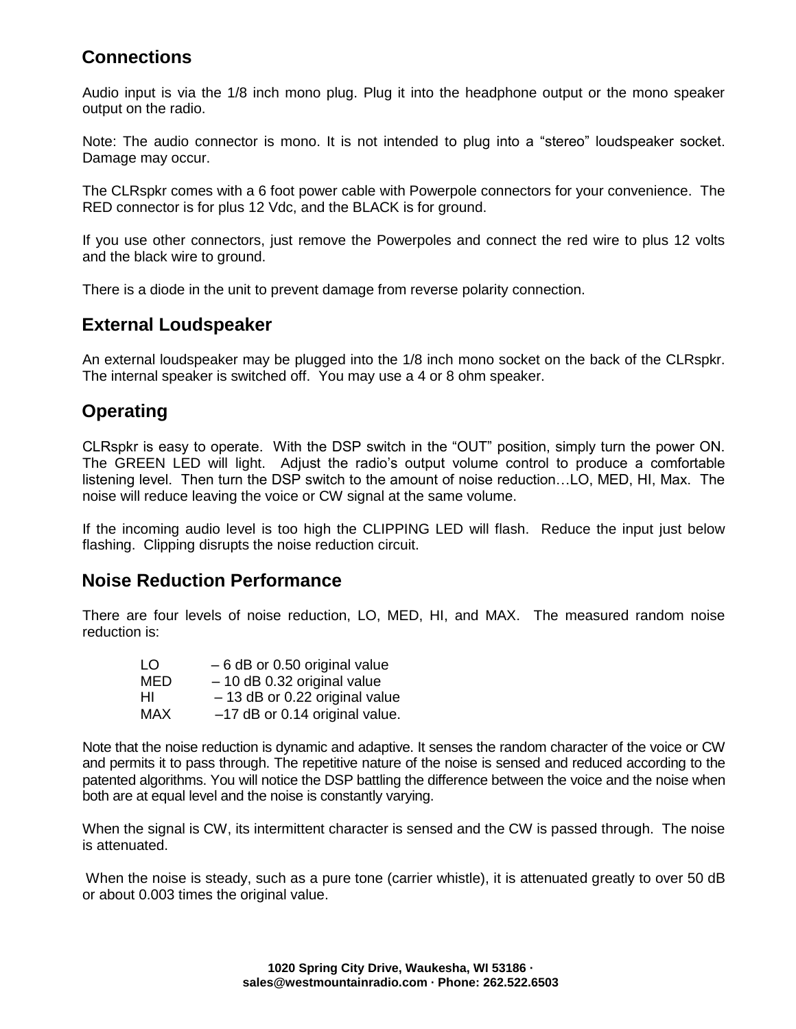## Connections

Audio input is via the 1/8 inch mono plug. Plug it into the headphone output or the mono speaker output on the radio.

Note: The audio connector is mono. It is not intended to plug into a “stereo” loudspeaker socket. Damage may occur.

The CLRspkr comes with a 6 foot power cable with Powerpole connectors for your convenience. The RED connector is for plus 12 Vdc, and the BLACK is for ground.

If you use other connectors, just remove the Powerpoles and connect the red wire to plus 12 volts and the black wire to ground.

There is a diode in the unit to prevent damage from reverse polarity connection.

## External Loudspeaker

An external loudspeaker may be plugged into the 1/8 inch mono socket on the back of the CLRspkr. The internal speaker is switched off. You may use a 4 or 8 ohm speaker.

## Operating

CLRspkr is easy to operate. With the DSP switch in the “OUT” position, simply turn the power ON. The GREEN LED will light. Adjust the radio’s output volume control to produce a comfortable listening level. Then turn the DSP switch to the amount of noise reduction…LO, MED, HI, Max. The noise will reduce leaving the voice or CW signal at the same volume.

If the incoming audio level is too high the CLIPPING LED will flash. Reduce the input just below flashing. Clipping disrupts the noise reduction circuit.

## Noise Reduction Performance

There are four levels of noise reduction, LO, MED, HI, and MAX. The measured random noise reduction is:

| | |
|---|---|
| LO | – 6 dB or 0.50 original value |
| MED | – 10 dB 0.32 original value |
| HI | – 13 dB or 0.22 original value |
| MAX | –17 dB or 0.14 original value. |

Note that the noise reduction is dynamic and adaptive. It senses the random character of the voice or CW and permits it to pass through. The repetitive nature of the noise is sensed and reduced according to the patented algorithms. You will notice the DSP battling the difference between the voice and the noise when both are at equal level and the noise is constantly varying.

When the signal is CW, its intermittent character is sensed and the CW is passed through. The noise is attenuated.

When the noise is steady, such as a pure tone (carrier whistle), it is attenuated greatly to over 50 dB or about 0.003 times the original value.

**1020 Spring City Drive, Waukesha, WI 53186 · sales@westmountainradio.com · Phone: 262.522.6503**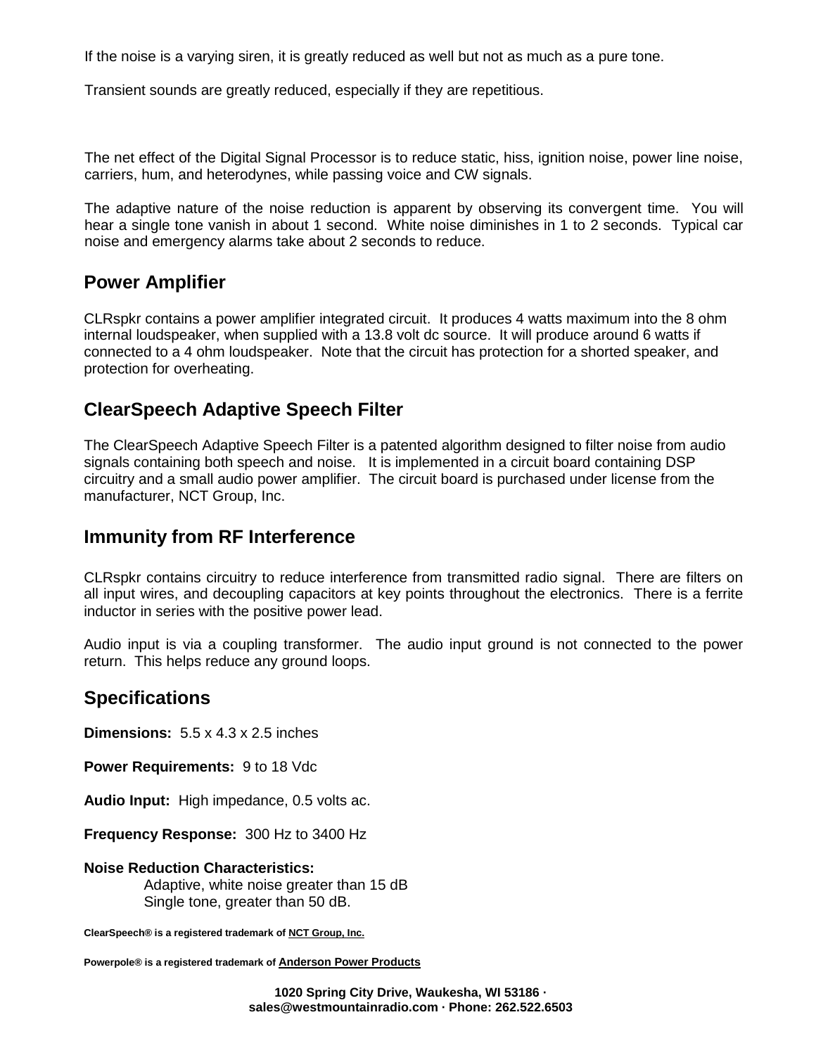If the noise is a varying siren, it is greatly reduced as well but not as much as a pure tone.

Transient sounds are greatly reduced, especially if they are repetitious.

The net effect of the Digital Signal Processor is to reduce static, hiss, ignition noise, power line noise, carriers, hum, and heterodynes, while passing voice and CW signals.

The adaptive nature of the noise reduction is apparent by observing its convergent time. You will hear a single tone vanish in about 1 second. White noise diminishes in 1 to 2 seconds. Typical car noise and emergency alarms take about 2 seconds to reduce.

## Power Amplifier

CLRspkr contains a power amplifier integrated circuit. It produces 4 watts maximum into the 8 ohm internal loudspeaker, when supplied with a 13.8 volt dc source. It will produce around 6 watts if connected to a 4 ohm loudspeaker. Note that the circuit has protection for a shorted speaker, and protection for overheating.

## ClearSpeech Adaptive Speech Filter

The ClearSpeech Adaptive Speech Filter is a patented algorithm designed to filter noise from audio signals containing both speech and noise. It is implemented in a circuit board containing DSP circuitry and a small audio power amplifier. The circuit board is purchased under license from the manufacturer, NCT Group, Inc.

## Immunity from RF Interference

CLRspkr contains circuitry to reduce interference from transmitted radio signal. There are filters on all input wires, and decoupling capacitors at key points throughout the electronics. There is a ferrite inductor in series with the positive power lead.

Audio input is via a coupling transformer. The audio input ground is not connected to the power return. This helps reduce any ground loops.

## Specifications

**Dimensions:** 5.5 x 4.3 x 2.5 inches

**Power Requirements:** 9 to 18 Vdc

**Audio Input:** High impedance, 0.5 volts ac.

**Frequency Response:** 300 Hz to 3400 Hz

**Noise Reduction Characteristics:**
Adaptive, white noise greater than 15 dB
Single tone, greater than 50 dB.

**ClearSpeech® is a registered trademark of NCT Group, Inc.**

**Powerpole® is a registered trademark of Anderson Power Products**

**1020 Spring City Drive, Waukesha, WI 53186 ·**
**sales@westmountainradio.com · Phone: 262.522.6503**